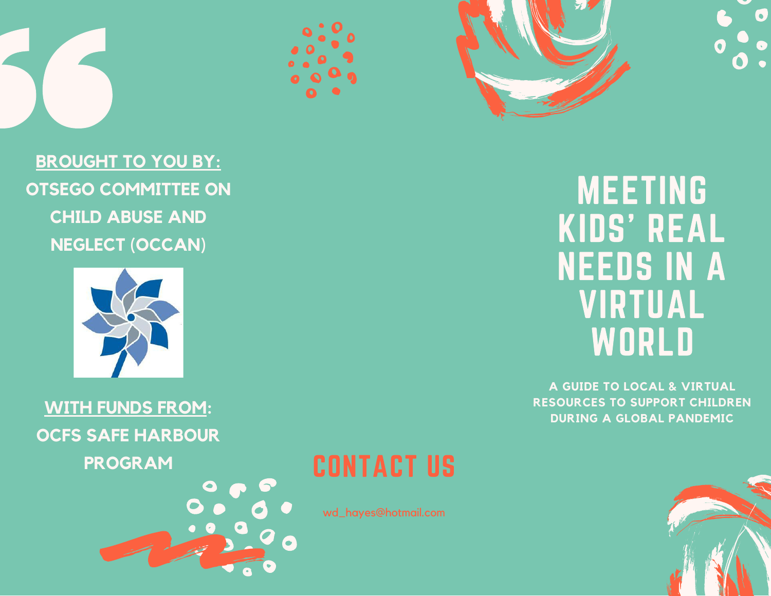**BROUGHT TO YOU BY:**

**OTSEGO COMMITTEE ON CHILD ABUSE AND NEGLECT (OCCAN)**

**WITH FUNDS FROM:**

**OCFS SAFE HARBOUR PROGRAM**

## CONTACT US

wd_hayes@hotmail.com

# MEETING KIDS' REAL NEEDS IN A VIRTUAL WORLD

**A GUIDE TO LOCAL & VIRTUAL RESOURCES TO SUPPORT CHILDREN DURING A GLOBAL PANDEMIC**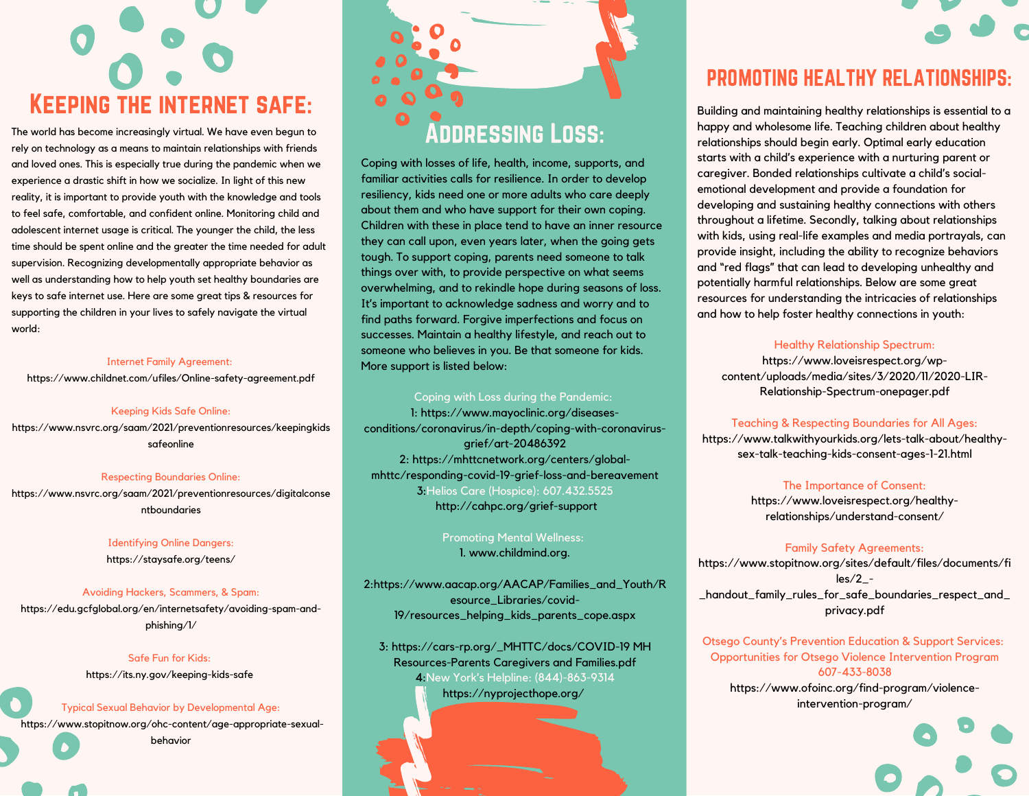# Keeping the internet safe:

The world has become increasingly virtual. We have even begun to rely on technology as a means to maintain relationships with friends and loved ones. This is especially true during the pandemic when we experience a drastic shift in how we socialize. In light of this new reality, it is important to provide youth with the knowledge and tools to feel safe, comfortable, and confident online. Monitoring child and adolescent internet usage is critical. The younger the child, the less time should be spent online and the greater the time needed for adult supervision. Recognizing developmentally appropriate behavior as well as understanding how to help youth set healthy boundaries are keys to safe internet use. Here are some great tips & resources for supporting the children in your lives to safely navigate the virtual world:

Internet Family Agreement:
https://www.childnet.com/ufiles/Online-safety-agreement.pdf

Keeping Kids Safe Online:
https://www.nsvrc.org/saam/2021/preventionresources/keepingkidssafeonline

Respecting Boundaries Online:
https://www.nsvrc.org/saam/2021/preventionresources/digitalconsentboundaries

Identifying Online Dangers:
https://staysafe.org/teens/

Avoiding Hackers, Scammers, & Spam:
https://edu.gcfglobal.org/en/internetsafety/avoiding-spam-and-phishing/1/

Safe Fun for Kids:
https://its.ny.gov/keeping-kids-safe

Typical Sexual Behavior by Developmental Age:
https://www.stopitnow.org/ohc-content/age-appropriate-sexual-behavior

# Addressing Loss:

Coping with losses of life, health, income, supports, and familiar activities calls for resilience. In order to develop resiliency, kids need one or more adults who care deeply about them and who have support for their own coping. Children with these in place tend to have an inner resource they can call upon, even years later, when the going gets tough. To support coping, parents need someone to talk things over with, to provide perspective on what seems overwhelming, and to rekindle hope during seasons of loss. It's important to acknowledge sadness and worry and to find paths forward. Forgive imperfections and focus on successes. Maintain a healthy lifestyle, and reach out to someone who believes in you. Be that someone for kids. More support is listed below:

Coping with Loss during the Pandemic:
1: https://www.mayoclinic.org/diseases-conditions/coronavirus/in-depth/coping-with-coronavirus-grief/art-20486392
2: https://mhttcnetwork.org/centers/global-mhttc/responding-covid-19-grief-loss-and-bereavement
3:Helios Care (Hospice): 607.432.5525
http://cahpc.org/grief-support

Promoting Mental Wellness:
1. www.childmind.org.

2:https://www.aacap.org/AACAP/Families_and_Youth/Resource_Libraries/covid-19/resources_helping_kids_parents_cope.aspx

3: https://cars-rp.org/_MHTTC/docs/COVID-19 MH Resources-Parents Caregivers and Families.pdf
4:New York's Helpline: (844)-863-9314
https://nyprojecthope.org/

# Promoting Healthy Relationships:

Building and maintaining healthy relationships is essential to a happy and wholesome life. Teaching children about healthy relationships should begin early. Optimal early education starts with a child's experience with a nurturing parent or caregiver. Bonded relationships cultivate a child's social-emotional development and provide a foundation for developing and sustaining healthy connections with others throughout a lifetime. Secondly, talking about relationships with kids, using real-life examples and media portrayals, can provide insight, including the ability to recognize behaviors and "red flags" that can lead to developing unhealthy and potentially harmful relationships. Below are some great resources for understanding the intricacies of relationships and how to help foster healthy connections in youth:

Healthy Relationship Spectrum:
https://www.loveisrespect.org/wp-content/uploads/media/sites/3/2020/11/2020-LIR-Relationship-Spectrum-onepager.pdf

Teaching & Respecting Boundaries for All Ages:
https://www.talkwithyourkids.org/lets-talk-about/healthy-sex-talk-teaching-kids-consent-ages-1-21.html

The Importance of Consent:
https://www.loveisrespect.org/healthy-relationships/understand-consent/

Family Safety Agreements:
https://www.stopitnow.org/sites/default/files/documents/files/2_-_handout_family_rules_for_safe_boundaries_respect_and_privacy.pdf

Otsego County's Prevention Education & Support Services: Opportunities for Otsego Violence Intervention Program
607-433-8038
https://www.ofoinc.org/find-program/violence-intervention-program/